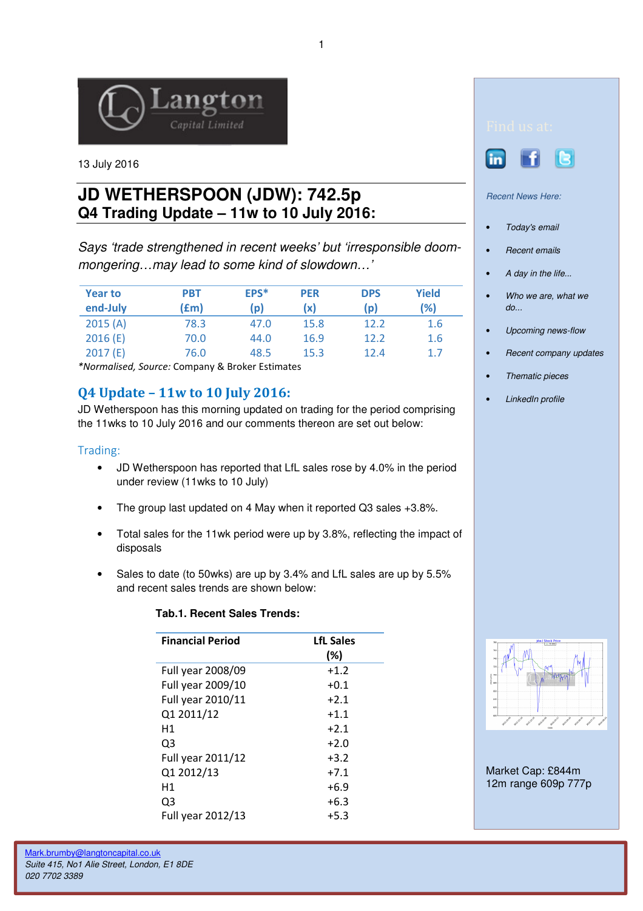Langton Capital Limited

13 July 2016

# JD WETHERSPOON (JDW): 742.5p
## Q4 Trading Update – 11w to 10 July 2016:

*Says 'trade strengthened in recent weeks' but 'irresponsible doom-mongering…may lead to some kind of slowdown…'*

| Year to end-July | PBT (£m) | EPS* (p) | PER (x) | DPS (p) | Yield (%) |
|---|---|---|---|---|---|
| 2015 (A) | 78.3 | 47.0 | 15.8 | 12.2 | 1.6 |
| 2016 (E) | 70.0 | 44.0 | 16.9 | 12.2 | 1.6 |
| 2017 (E) | 76.0 | 48.5 | 15.3 | 12.4 | 1.7 |

*Normalised, Source: Company & Broker Estimates

## Q4 Update – 11w to 10 July 2016:

JD Wetherspoon has this morning updated on trading for the period comprising the 11wks to 10 July 2016 and our comments thereon are set out below:

### Trading:

- JD Wetherspoon has reported that LfL sales rose by 4.0% in the period under review (11wks to 10 July)
- The group last updated on 4 May when it reported Q3 sales +3.8%.
- Total sales for the 11wk period were up by 3.8%, reflecting the impact of disposals
- Sales to date (to 50wks) are up by 3.4% and LfL sales are up by 5.5% and recent sales trends are shown below:

**Tab.1. Recent Sales Trends:**

| Financial Period | LfL Sales (%) |
|---|---|
| Full year 2008/09 | +1.2 |
| Full year 2009/10 | +0.1 |
| Full year 2010/11 | +2.1 |
| Q1 2011/12 | +1.1 |
| H1 | +2.1 |
| Q3 | +2.0 |
| Full year 2011/12 | +3.2 |
| Q1 2012/13 | +7.1 |
| H1 | +6.9 |
| Q3 | +6.3 |
| Full year 2012/13 | +5.3 |

Find us at:

*Recent News Here:*

- *Today's email*
- *Recent emails*
- *A day in the life...*
- *Who we are, what we do...*
- *Upcoming news-flow*
- *Recent company updates*
- *Thematic pieces*
- *LinkedIn profile*

Market Cap: £844m
12m range 609p 777p

Mark.brumby@langtoncapital.co.uk
*Suite 415, No1 Alie Street, London, E1 8DE*
*020 7702 3389*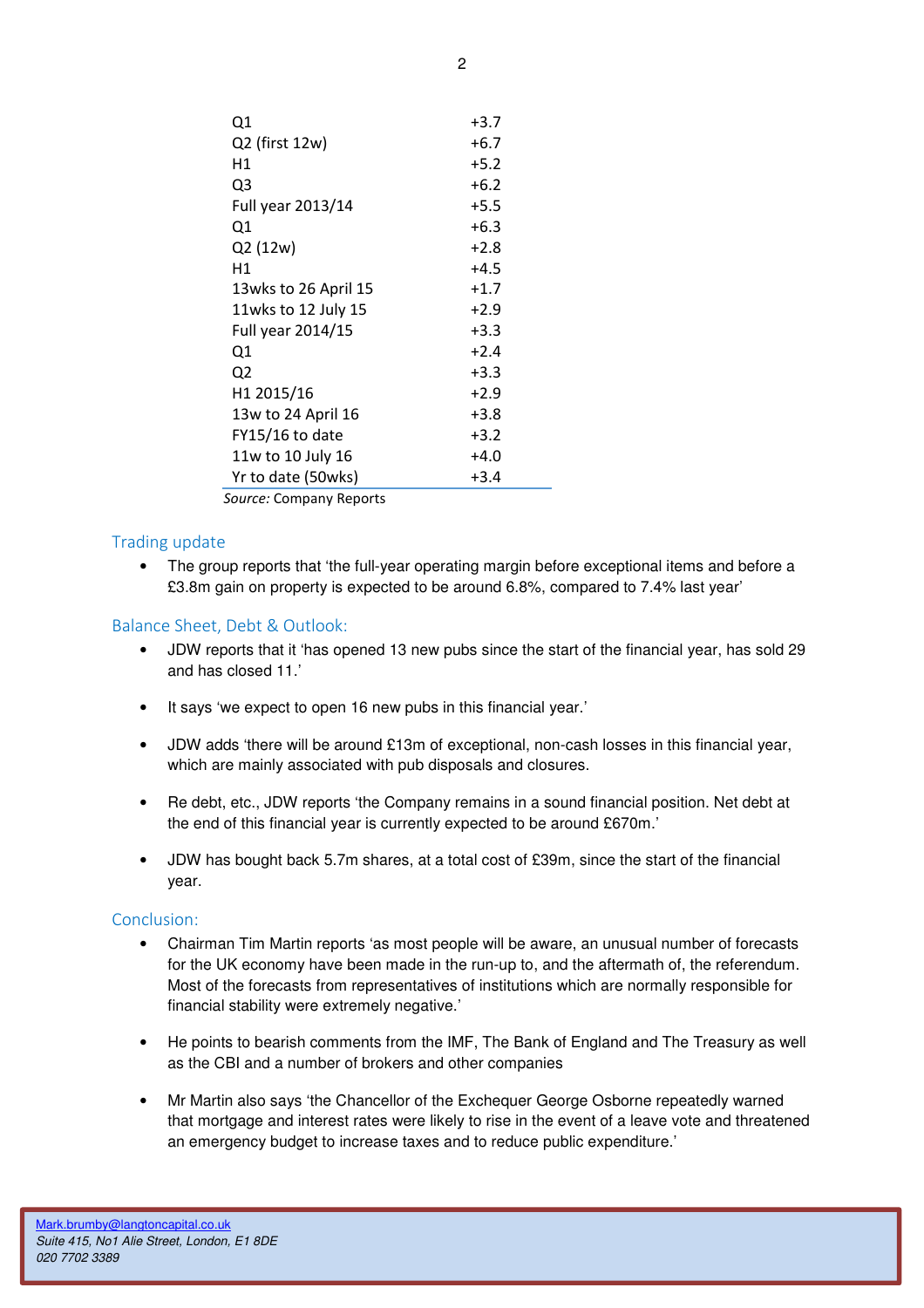| | |
|---|---|
| Q1 | +3.7 |
| Q2 (first 12w) | +6.7 |
| H1 | +5.2 |
| Q3 | +6.2 |
| Full year 2013/14 | +5.5 |
| Q1 | +6.3 |
| Q2 (12w) | +2.8 |
| H1 | +4.5 |
| 13wks to 26 April 15 | +1.7 |
| 11wks to 12 July 15 | +2.9 |
| Full year 2014/15 | +3.3 |
| Q1 | +2.4 |
| Q2 | +3.3 |
| H1 2015/16 | +2.9 |
| 13w to 24 April 16 | +3.8 |
| FY15/16 to date | +3.2 |
| 11w to 10 July 16 | +4.0 |
| Yr to date (50wks) | +3.4 |

*Source:* Company Reports

## Trading update

- The group reports that 'the full-year operating margin before exceptional items and before a £3.8m gain on property is expected to be around 6.8%, compared to 7.4% last year'

## Balance Sheet, Debt & Outlook:

- JDW reports that it 'has opened 13 new pubs since the start of the financial year, has sold 29 and has closed 11.'
- It says 'we expect to open 16 new pubs in this financial year.'
- JDW adds 'there will be around £13m of exceptional, non-cash losses in this financial year, which are mainly associated with pub disposals and closures.
- Re debt, etc., JDW reports 'the Company remains in a sound financial position. Net debt at the end of this financial year is currently expected to be around £670m.'
- JDW has bought back 5.7m shares, at a total cost of £39m, since the start of the financial year.

## Conclusion:

- Chairman Tim Martin reports 'as most people will be aware, an unusual number of forecasts for the UK economy have been made in the run-up to, and the aftermath of, the referendum. Most of the forecasts from representatives of institutions which are normally responsible for financial stability were extremely negative.'
- He points to bearish comments from the IMF, The Bank of England and The Treasury as well as the CBI and a number of brokers and other companies
- Mr Martin also says 'the Chancellor of the Exchequer George Osborne repeatedly warned that mortgage and interest rates were likely to rise in the event of a leave vote and threatened an emergency budget to increase taxes and to reduce public expenditure.'

Mark.brumby@langtoncapital.co.uk
*Suite 415, No1 Alie Street, London, E1 8DE*
*020 7702 3389*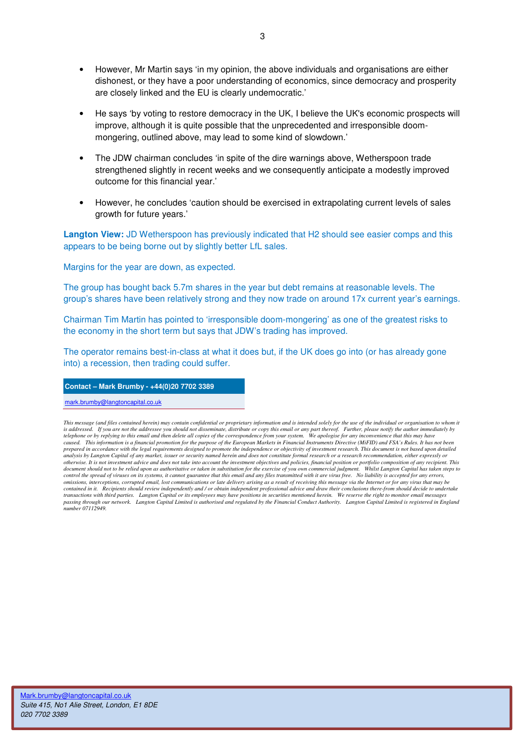- However, Mr Martin says 'in my opinion, the above individuals and organisations are either dishonest, or they have a poor understanding of economics, since democracy and prosperity are closely linked and the EU is clearly undemocratic.'

- He says 'by voting to restore democracy in the UK, I believe the UK's economic prospects will improve, although it is quite possible that the unprecedented and irresponsible doom-mongering, outlined above, may lead to some kind of slowdown.'

- The JDW chairman concludes 'in spite of the dire warnings above, Wetherspoon trade strengthened slightly in recent weeks and we consequently anticipate a modestly improved outcome for this financial year.'

- However, he concludes 'caution should be exercised in extrapolating current levels of sales growth for future years.'

**Langton View:** JD Wetherspoon has previously indicated that H2 should see easier comps and this appears to be being borne out by slightly better LfL sales.

Margins for the year are down, as expected.

The group has bought back 5.7m shares in the year but debt remains at reasonable levels. The group's shares have been relatively strong and they now trade on around 17x current year's earnings.

Chairman Tim Martin has pointed to 'irresponsible doom-mongering' as one of the greatest risks to the economy in the short term but says that JDW's trading has improved.

The operator remains best-in-class at what it does but, if the UK does go into (or has already gone into) a recession, then trading could suffer.

| **Contact – Mark Brumby - +44(0)20 7702 3389** |
| --- |
| mark.brumby@langtoncapital.co.uk |

*This message (and files contained herein) may contain confidential or proprietary information and is intended solely for the use of the individual or organisation to whom it is addressed. If you are not the addressee you should not disseminate, distribute or copy this email or any part thereof. Further, please notify the author immediately by telephone or by replying to this email and then delete all copies of the correspondence from your system. We apologise for any inconvenience that this may have caused. This information is a financial promotion for the purpose of the European Markets in Financial Instruments Directive (MiFID) and FSA's Rules. It has not been prepared in accordance with the legal requirements designed to promote the independence or objectivity of investment research. This document is not based upon detailed analysis by Langton Capital of any market, issuer or security named herein and does not constitute formal research or a research recommendation, either expressly or otherwise. It is not investment advice and does not take into account the investment objectives and policies, financial position or portfolio composition of any recipient. This document should not to be relied upon as authoritative or taken in substitution for the exercise of you own commercial judgment. Whilst Langton Capital has taken steps to control the spread of viruses on its systems, it cannot guarantee that this email and any files transmitted with it are virus free. No liability is accepted for any errors, omissions, interceptions, corrupted email, lost communications or late delivery arising as a result of receiving this message via the Internet or for any virus that may be contained in it. Recipients should review independently and / or obtain independent professional advice and draw their conclusions there-from should decide to undertake transactions with third parties. Langton Capital or its employees may have positions in securities mentioned herein. We reserve the right to monitor email messages passing through our network. Langton Capital Limited is authorised and regulated by the Financial Conduct Authority. Langton Capital Limited is registered in England number 07112949.*

Mark.brumby@langtoncapital.co.uk
*Suite 415, No1 Alie Street, London, E1 8DE*
*020 7702 3389*